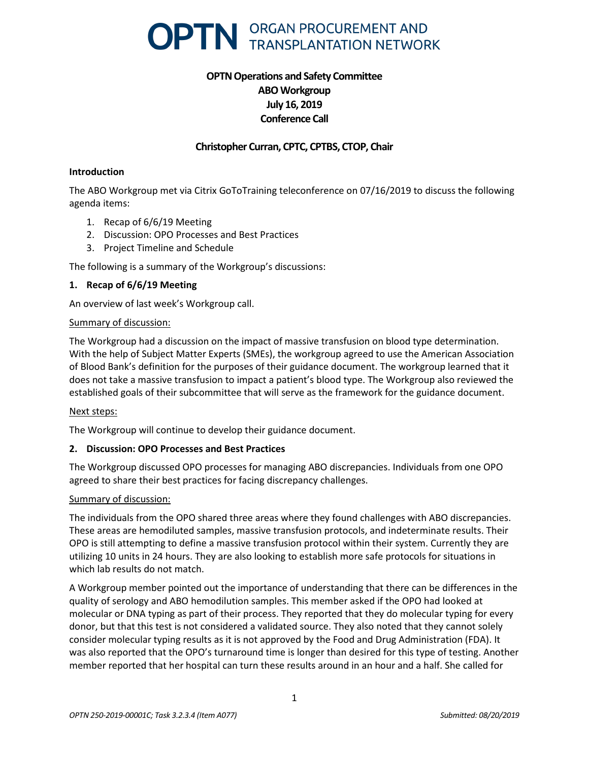# OPTN ORGAN PROCUREMENT AND TRANSPLANTATION NETWORK

## OPTN Operations and Safety Committee
## ABO Workgroup
## July 16, 2019
## Conference Call

### Christopher Curran, CPTC, CPTBS, CTOP, Chair

**Introduction**

The ABO Workgroup met via Citrix GoToTraining teleconference on 07/16/2019 to discuss the following agenda items:

1. Recap of 6/6/19 Meeting
2. Discussion: OPO Processes and Best Practices
3. Project Timeline and Schedule

The following is a summary of the Workgroup's discussions:

**1. Recap of 6/6/19 Meeting**

An overview of last week's Workgroup call.

Summary of discussion:

The Workgroup had a discussion on the impact of massive transfusion on blood type determination. With the help of Subject Matter Experts (SMEs), the workgroup agreed to use the American Association of Blood Bank's definition for the purposes of their guidance document. The workgroup learned that it does not take a massive transfusion to impact a patient's blood type. The Workgroup also reviewed the established goals of their subcommittee that will serve as the framework for the guidance document.

Next steps:

The Workgroup will continue to develop their guidance document.

**2. Discussion: OPO Processes and Best Practices**

The Workgroup discussed OPO processes for managing ABO discrepancies. Individuals from one OPO agreed to share their best practices for facing discrepancy challenges.

Summary of discussion:

The individuals from the OPO shared three areas where they found challenges with ABO discrepancies. These areas are hemodiluted samples, massive transfusion protocols, and indeterminate results. Their OPO is still attempting to define a massive transfusion protocol within their system. Currently they are utilizing 10 units in 24 hours. They are also looking to establish more safe protocols for situations in which lab results do not match.

A Workgroup member pointed out the importance of understanding that there can be differences in the quality of serology and ABO hemodilution samples. This member asked if the OPO had looked at molecular or DNA typing as part of their process. They reported that they do molecular typing for every donor, but that this test is not considered a validated source. They also noted that they cannot solely consider molecular typing results as it is not approved by the Food and Drug Administration (FDA). It was also reported that the OPO's turnaround time is longer than desired for this type of testing. Another member reported that her hospital can turn these results around in an hour and a half. She called for

*OPTN 250-2019-00001C; Task 3.2.3.4 (Item A077)* *Submitted: 08/20/2019*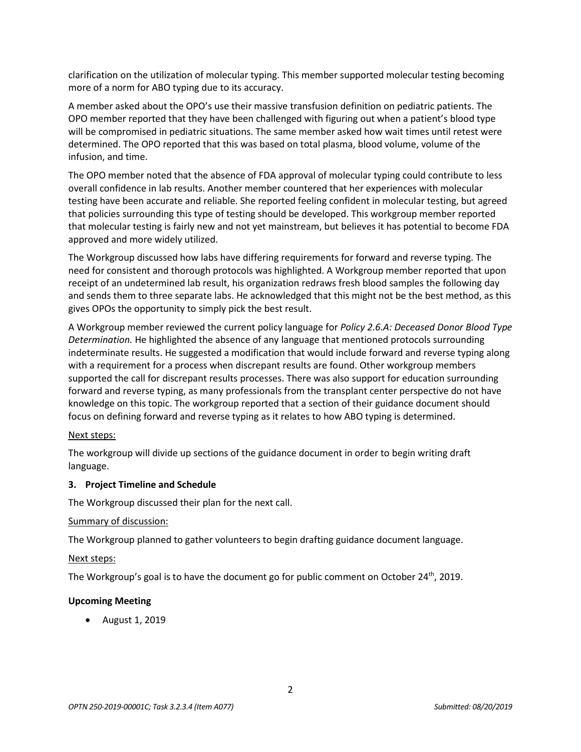clarification on the utilization of molecular typing. This member supported molecular testing becoming more of a norm for ABO typing due to its accuracy.

A member asked about the OPO's use their massive transfusion definition on pediatric patients. The OPO member reported that they have been challenged with figuring out when a patient's blood type will be compromised in pediatric situations. The same member asked how wait times until retest were determined. The OPO reported that this was based on total plasma, blood volume, volume of the infusion, and time.

The OPO member noted that the absence of FDA approval of molecular typing could contribute to less overall confidence in lab results. Another member countered that her experiences with molecular testing have been accurate and reliable. She reported feeling confident in molecular testing, but agreed that policies surrounding this type of testing should be developed. This workgroup member reported that molecular testing is fairly new and not yet mainstream, but believes it has potential to become FDA approved and more widely utilized.

The Workgroup discussed how labs have differing requirements for forward and reverse typing. The need for consistent and thorough protocols was highlighted. A Workgroup member reported that upon receipt of an undetermined lab result, his organization redraws fresh blood samples the following day and sends them to three separate labs. He acknowledged that this might not be the best method, as this gives OPOs the opportunity to simply pick the best result.

A Workgroup member reviewed the current policy language for *Policy 2.6.A: Deceased Donor Blood Type Determination.* He highlighted the absence of any language that mentioned protocols surrounding indeterminate results. He suggested a modification that would include forward and reverse typing along with a requirement for a process when discrepant results are found. Other workgroup members supported the call for discrepant results processes. There was also support for education surrounding forward and reverse typing, as many professionals from the transplant center perspective do not have knowledge on this topic. The workgroup reported that a section of their guidance document should focus on defining forward and reverse typing as it relates to how ABO typing is determined.

Next steps:

The workgroup will divide up sections of the guidance document in order to begin writing draft language.

**3. Project Timeline and Schedule**

The Workgroup discussed their plan for the next call.

Summary of discussion:

The Workgroup planned to gather volunteers to begin drafting guidance document language.

Next steps:

The Workgroup's goal is to have the document go for public comment on October 24th, 2019.

**Upcoming Meeting**

- August 1, 2019